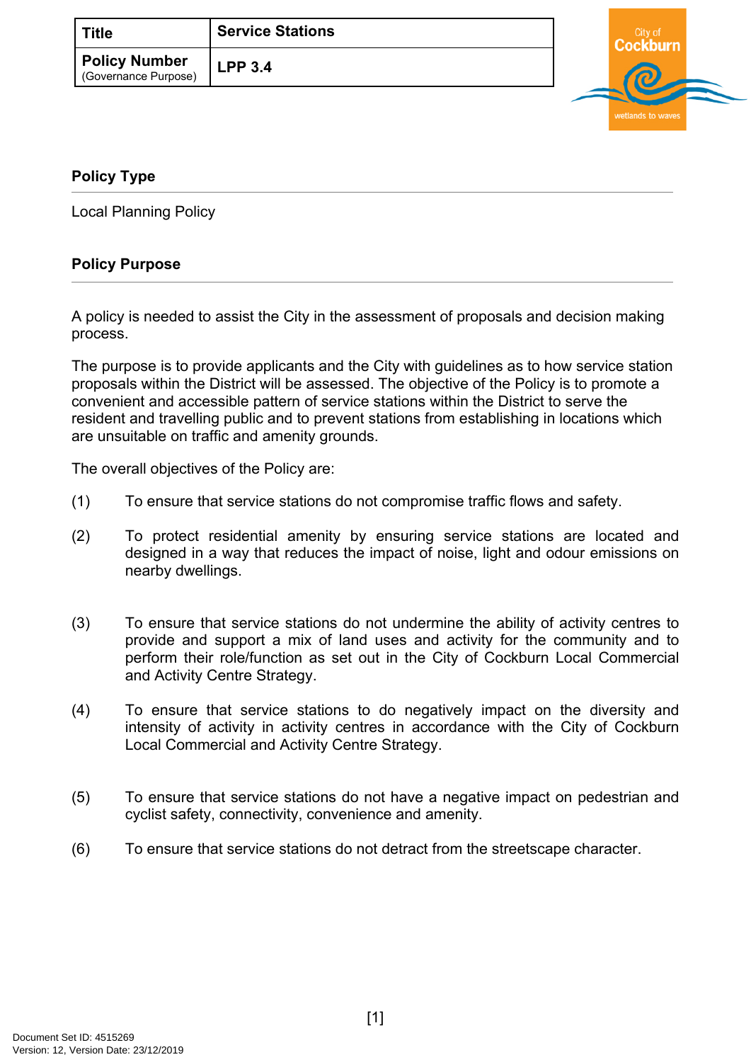| Title | Service Stations |
| --- | --- |
| **Policy Number** (Governance Purpose) | **LPP 3.4** |

## Policy Type

Local Planning Policy

## Policy Purpose

A policy is needed to assist the City in the assessment of proposals and decision making process.

The purpose is to provide applicants and the City with guidelines as to how service station proposals within the District will be assessed. The objective of the Policy is to promote a convenient and accessible pattern of service stations within the District to serve the resident and travelling public and to prevent stations from establishing in locations which are unsuitable on traffic and amenity grounds.

The overall objectives of the Policy are:

(1) To ensure that service stations do not compromise traffic flows and safety.

(2) To protect residential amenity by ensuring service stations are located and designed in a way that reduces the impact of noise, light and odour emissions on nearby dwellings.

(3) To ensure that service stations do not undermine the ability of activity centres to provide and support a mix of land uses and activity for the community and to perform their role/function as set out in the City of Cockburn Local Commercial and Activity Centre Strategy.

(4) To ensure that service stations to do negatively impact on the diversity and intensity of activity in activity centres in accordance with the City of Cockburn Local Commercial and Activity Centre Strategy.

(5) To ensure that service stations do not have a negative impact on pedestrian and cyclist safety, connectivity, convenience and amenity.

(6) To ensure that service stations do not detract from the streetscape character.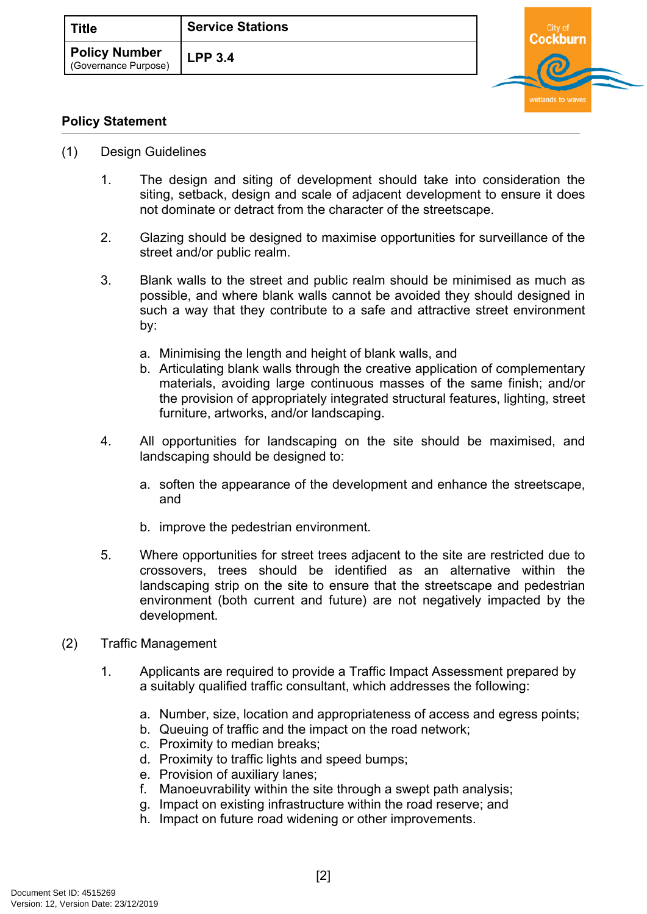| Title | Service Stations |
| --- | --- |
| Policy Number (Governance Purpose) | LPP 3.4 |

## Policy Statement

(1) Design Guidelines

1. The design and siting of development should take into consideration the siting, setback, design and scale of adjacent development to ensure it does not dominate or detract from the character of the streetscape.

2. Glazing should be designed to maximise opportunities for surveillance of the street and/or public realm.

3. Blank walls to the street and public realm should be minimised as much as possible, and where blank walls cannot be avoided they should designed in such a way that they contribute to a safe and attractive street environment by:

   a. Minimising the length and height of blank walls, and
   b. Articulating blank walls through the creative application of complementary materials, avoiding large continuous masses of the same finish; and/or the provision of appropriately integrated structural features, lighting, street furniture, artworks, and/or landscaping.

4. All opportunities for landscaping on the site should be maximised, and landscaping should be designed to:

   a. soften the appearance of the development and enhance the streetscape, and

   b. improve the pedestrian environment.

5. Where opportunities for street trees adjacent to the site are restricted due to crossovers, trees should be identified as an alternative within the landscaping strip on the site to ensure that the streetscape and pedestrian environment (both current and future) are not negatively impacted by the development.

(2) Traffic Management

1. Applicants are required to provide a Traffic Impact Assessment prepared by a suitably qualified traffic consultant, which addresses the following:

   a. Number, size, location and appropriateness of access and egress points;
   b. Queuing of traffic and the impact on the road network;
   c. Proximity to median breaks;
   d. Proximity to traffic lights and speed bumps;
   e. Provision of auxiliary lanes;
   f. Manoeuvrability within the site through a swept path analysis;
   g. Impact on existing infrastructure within the road reserve; and
   h. Impact on future road widening or other improvements.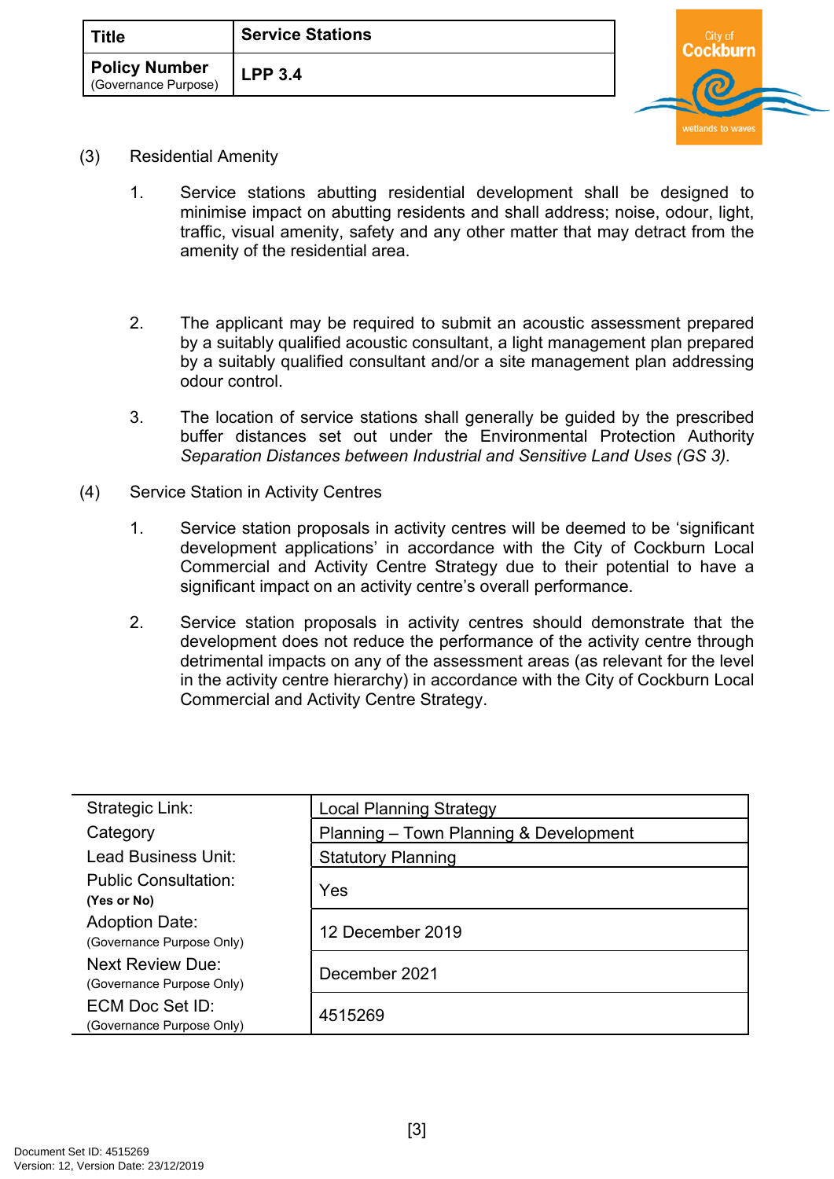| Title | Service Stations |
|---|---|
| Policy Number (Governance Purpose) | LPP 3.4 |

(3) Residential Amenity

1. Service stations abutting residential development shall be designed to minimise impact on abutting residents and shall address; noise, odour, light, traffic, visual amenity, safety and any other matter that may detract from the amenity of the residential area.

2. The applicant may be required to submit an acoustic assessment prepared by a suitably qualified acoustic consultant, a light management plan prepared by a suitably qualified consultant and/or a site management plan addressing odour control.

3. The location of service stations shall generally be guided by the prescribed buffer distances set out under the Environmental Protection Authority *Separation Distances between Industrial and Sensitive Land Uses (GS 3).*

(4) Service Station in Activity Centres

1. Service station proposals in activity centres will be deemed to be 'significant development applications' in accordance with the City of Cockburn Local Commercial and Activity Centre Strategy due to their potential to have a significant impact on an activity centre's overall performance.

2. Service station proposals in activity centres should demonstrate that the development does not reduce the performance of the activity centre through detrimental impacts on any of the assessment areas (as relevant for the level in the activity centre hierarchy) in accordance with the City of Cockburn Local Commercial and Activity Centre Strategy.

| | |
|---|---|
| Strategic Link: | Local Planning Strategy |
| Category | Planning – Town Planning & Development |
| Lead Business Unit: | Statutory Planning |
| Public Consultation: **(Yes or No)** | Yes |
| Adoption Date: (Governance Purpose Only) | 12 December 2019 |
| Next Review Due: (Governance Purpose Only) | December 2021 |
| ECM Doc Set ID: (Governance Purpose Only) | 4515269 |